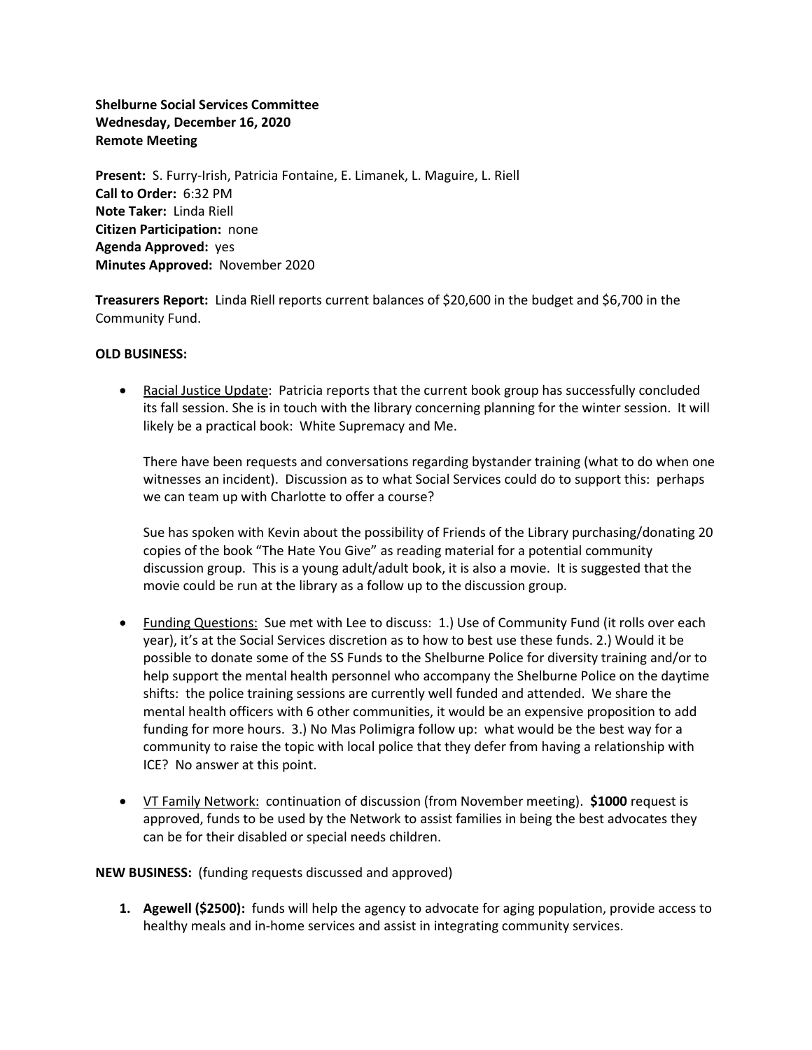**Shelburne Social Services Committee**
**Wednesday, December 16, 2020**
**Remote Meeting**

**Present:** S. Furry-Irish, Patricia Fontaine, E. Limanek, L. Maguire, L. Riell
**Call to Order:** 6:32 PM
**Note Taker:** Linda Riell
**Citizen Participation:** none
**Agenda Approved:** yes
**Minutes Approved:** November 2020

**Treasurers Report:** Linda Riell reports current balances of $20,600 in the budget and $6,700 in the Community Fund.

**OLD BUSINESS:**

- Racial Justice Update: Patricia reports that the current book group has successfully concluded its fall session. She is in touch with the library concerning planning for the winter session. It will likely be a practical book: White Supremacy and Me.

  There have been requests and conversations regarding bystander training (what to do when one witnesses an incident). Discussion as to what Social Services could do to support this: perhaps we can team up with Charlotte to offer a course?

  Sue has spoken with Kevin about the possibility of Friends of the Library purchasing/donating 20 copies of the book "The Hate You Give" as reading material for a potential community discussion group. This is a young adult/adult book, it is also a movie. It is suggested that the movie could be run at the library as a follow up to the discussion group.

- Funding Questions: Sue met with Lee to discuss: 1.) Use of Community Fund (it rolls over each year), it's at the Social Services discretion as to how to best use these funds. 2.) Would it be possible to donate some of the SS Funds to the Shelburne Police for diversity training and/or to help support the mental health personnel who accompany the Shelburne Police on the daytime shifts: the police training sessions are currently well funded and attended. We share the mental health officers with 6 other communities, it would be an expensive proposition to add funding for more hours. 3.) No Mas Polimigra follow up: what would be the best way for a community to raise the topic with local police that they defer from having a relationship with ICE? No answer at this point.

- VT Family Network: continuation of discussion (from November meeting). **$1000** request is approved, funds to be used by the Network to assist families in being the best advocates they can be for their disabled or special needs children.

**NEW BUSINESS:** (funding requests discussed and approved)

1. **Agewell ($2500):** funds will help the agency to advocate for aging population, provide access to healthy meals and in-home services and assist in integrating community services.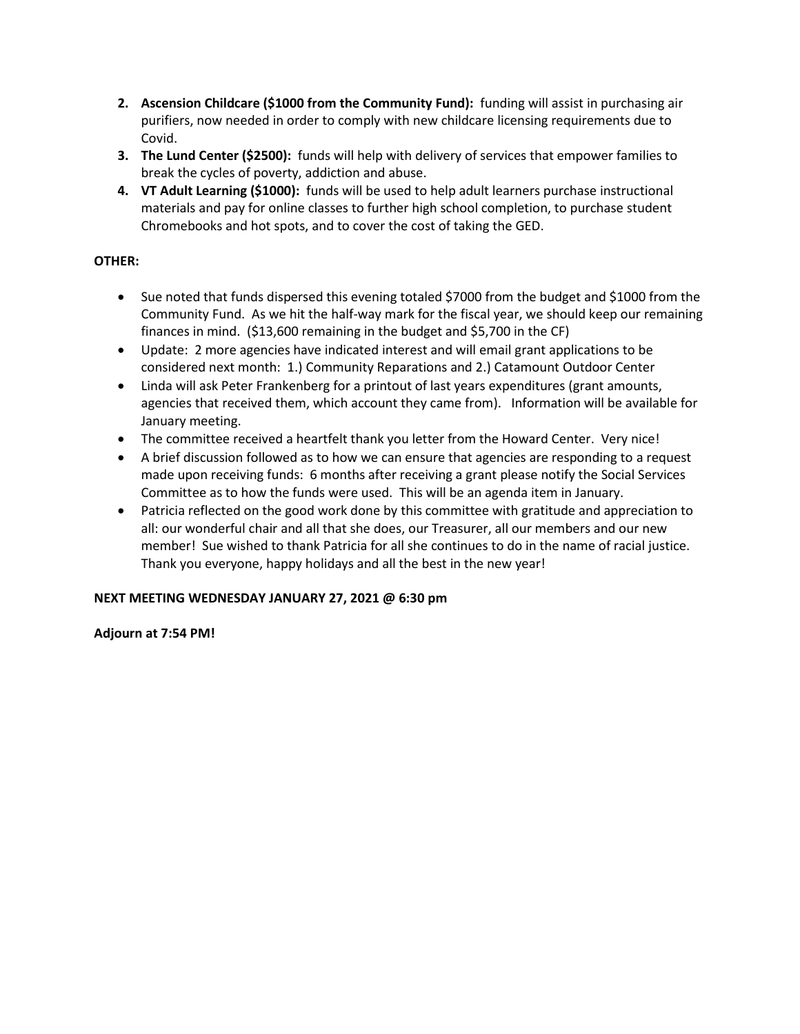2. **Ascension Childcare ($1000 from the Community Fund):** funding will assist in purchasing air purifiers, now needed in order to comply with new childcare licensing requirements due to Covid.
3. **The Lund Center ($2500):** funds will help with delivery of services that empower families to break the cycles of poverty, addiction and abuse.
4. **VT Adult Learning ($1000):** funds will be used to help adult learners purchase instructional materials and pay for online classes to further high school completion, to purchase student Chromebooks and hot spots, and to cover the cost of taking the GED.

**OTHER:**

- Sue noted that funds dispersed this evening totaled $7000 from the budget and $1000 from the Community Fund. As we hit the half-way mark for the fiscal year, we should keep our remaining finances in mind. ($13,600 remaining in the budget and $5,700 in the CF)
- Update: 2 more agencies have indicated interest and will email grant applications to be considered next month: 1.) Community Reparations and 2.) Catamount Outdoor Center
- Linda will ask Peter Frankenberg for a printout of last years expenditures (grant amounts, agencies that received them, which account they came from). Information will be available for January meeting.
- The committee received a heartfelt thank you letter from the Howard Center. Very nice!
- A brief discussion followed as to how we can ensure that agencies are responding to a request made upon receiving funds: 6 months after receiving a grant please notify the Social Services Committee as to how the funds were used. This will be an agenda item in January.
- Patricia reflected on the good work done by this committee with gratitude and appreciation to all: our wonderful chair and all that she does, our Treasurer, all our members and our new member! Sue wished to thank Patricia for all she continues to do in the name of racial justice. Thank you everyone, happy holidays and all the best in the new year!

**NEXT MEETING WEDNESDAY JANUARY 27, 2021 @ 6:30 pm**

**Adjourn at 7:54 PM!**